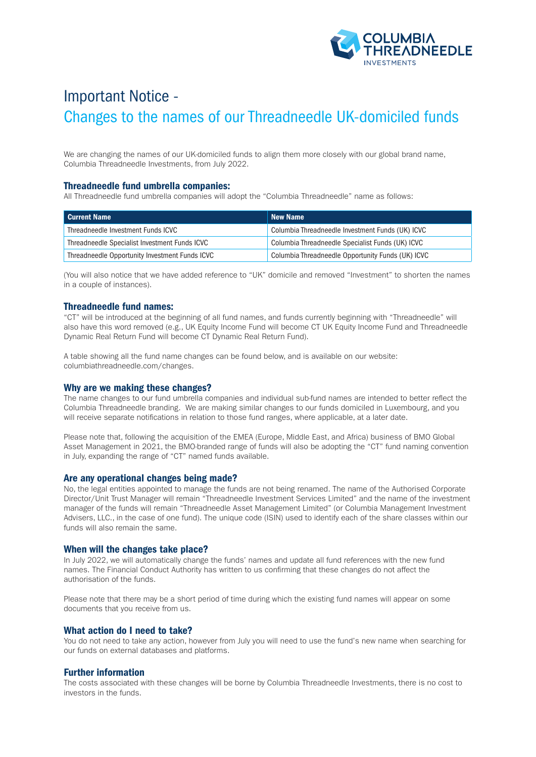# Important Notice - Changes to the names of our Threadneedle UK-domiciled funds

We are changing the names of our UK-domiciled funds to align them more closely with our global brand name, Columbia Threadneedle Investments, from July 2022.

## Threadneedle fund umbrella companies:

All Threadneedle fund umbrella companies will adopt the "Columbia Threadneedle" name as follows:

| Current Name | New Name |
|---|---|
| Threadneedle Investment Funds ICVC | Columbia Threadneedle Investment Funds (UK) ICVC |
| Threadneedle Specialist Investment Funds ICVC | Columbia Threadneedle Specialist Funds (UK) ICVC |
| Threadneedle Opportunity Investment Funds ICVC | Columbia Threadneedle Opportunity Funds (UK) ICVC |

(You will also notice that we have added reference to "UK" domicile and removed "Investment" to shorten the names in a couple of instances).

## Threadneedle fund names:

"CT" will be introduced at the beginning of all fund names, and funds currently beginning with "Threadneedle" will also have this word removed (e.g., UK Equity Income Fund will become CT UK Equity Income Fund and Threadneedle Dynamic Real Return Fund will become CT Dynamic Real Return Fund).

A table showing all the fund name changes can be found below, and is available on our website: columbiathreadneedle.com/changes.

## Why are we making these changes?

The name changes to our fund umbrella companies and individual sub-fund names are intended to better reflect the Columbia Threadneedle branding. We are making similar changes to our funds domiciled in Luxembourg, and you will receive separate notifications in relation to those fund ranges, where applicable, at a later date.

Please note that, following the acquisition of the EMEA (Europe, Middle East, and Africa) business of BMO Global Asset Management in 2021, the BMO-branded range of funds will also be adopting the "CT" fund naming convention in July, expanding the range of "CT" named funds available.

## Are any operational changes being made?

No, the legal entities appointed to manage the funds are not being renamed. The name of the Authorised Corporate Director/Unit Trust Manager will remain "Threadneedle Investment Services Limited" and the name of the investment manager of the funds will remain "Threadneedle Asset Management Limited" (or Columbia Management Investment Advisers, LLC., in the case of one fund). The unique code (ISIN) used to identify each of the share classes within our funds will also remain the same.

## When will the changes take place?

In July 2022, we will automatically change the funds' names and update all fund references with the new fund names. The Financial Conduct Authority has written to us confirming that these changes do not affect the authorisation of the funds.

Please note that there may be a short period of time during which the existing fund names will appear on some documents that you receive from us.

## What action do I need to take?

You do not need to take any action, however from July you will need to use the fund's new name when searching for our funds on external databases and platforms.

## Further information

The costs associated with these changes will be borne by Columbia Threadneedle Investments, there is no cost to investors in the funds.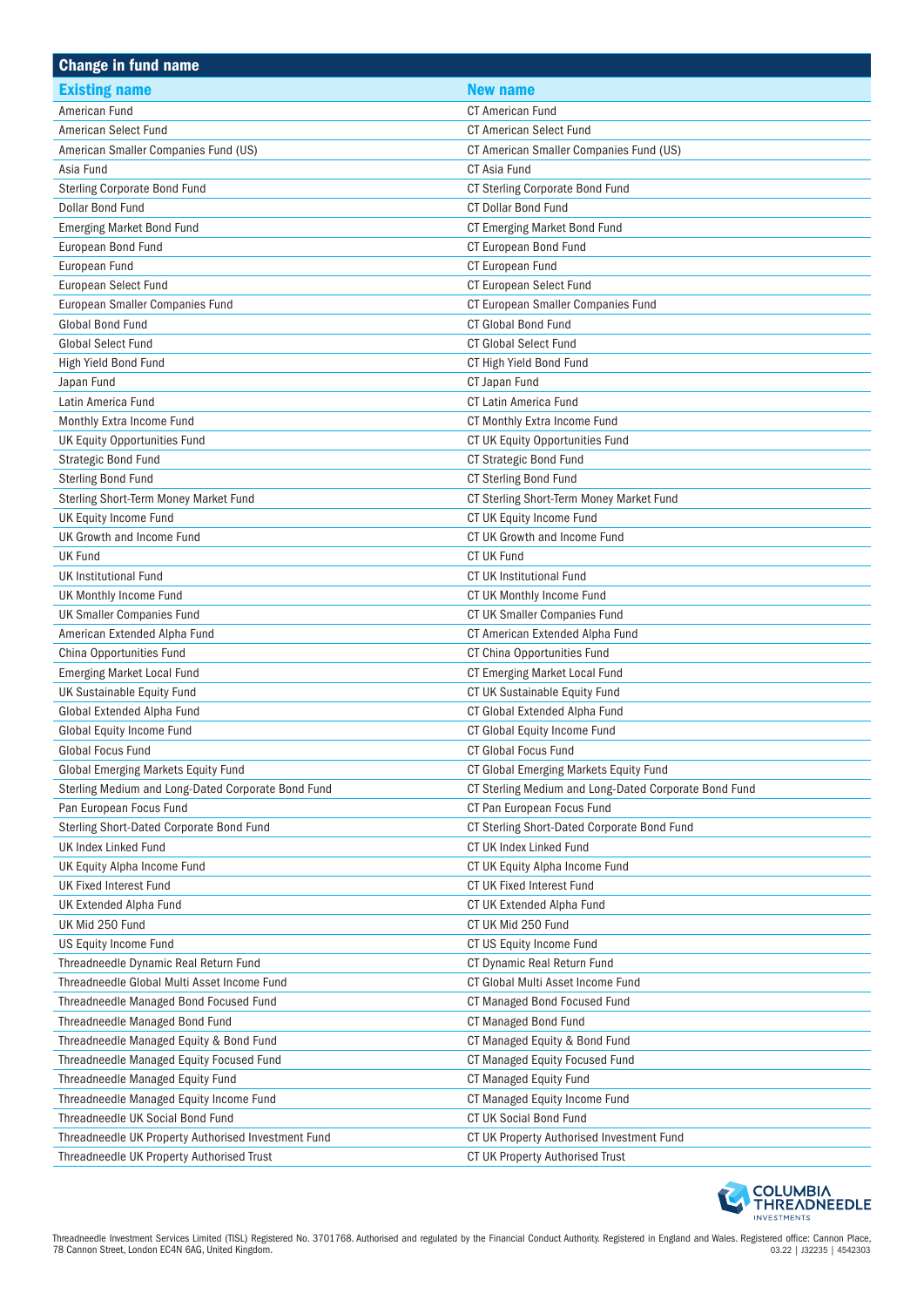| Change in fund name | |
|---|---|
| **Existing name** | **New name** |
| American Fund | CT American Fund |
| American Select Fund | CT American Select Fund |
| American Smaller Companies Fund (US) | CT American Smaller Companies Fund (US) |
| Asia Fund | CT Asia Fund |
| Sterling Corporate Bond Fund | CT Sterling Corporate Bond Fund |
| Dollar Bond Fund | CT Dollar Bond Fund |
| Emerging Market Bond Fund | CT Emerging Market Bond Fund |
| European Bond Fund | CT European Bond Fund |
| European Fund | CT European Fund |
| European Select Fund | CT European Select Fund |
| European Smaller Companies Fund | CT European Smaller Companies Fund |
| Global Bond Fund | CT Global Bond Fund |
| Global Select Fund | CT Global Select Fund |
| High Yield Bond Fund | CT High Yield Bond Fund |
| Japan Fund | CT Japan Fund |
| Latin America Fund | CT Latin America Fund |
| Monthly Extra Income Fund | CT Monthly Extra Income Fund |
| UK Equity Opportunities Fund | CT UK Equity Opportunities Fund |
| Strategic Bond Fund | CT Strategic Bond Fund |
| Sterling Bond Fund | CT Sterling Bond Fund |
| Sterling Short-Term Money Market Fund | CT Sterling Short-Term Money Market Fund |
| UK Equity Income Fund | CT UK Equity Income Fund |
| UK Growth and Income Fund | CT UK Growth and Income Fund |
| UK Fund | CT UK Fund |
| UK Institutional Fund | CT UK Institutional Fund |
| UK Monthly Income Fund | CT UK Monthly Income Fund |
| UK Smaller Companies Fund | CT UK Smaller Companies Fund |
| American Extended Alpha Fund | CT American Extended Alpha Fund |
| China Opportunities Fund | CT China Opportunities Fund |
| Emerging Market Local Fund | CT Emerging Market Local Fund |
| UK Sustainable Equity Fund | CT UK Sustainable Equity Fund |
| Global Extended Alpha Fund | CT Global Extended Alpha Fund |
| Global Equity Income Fund | CT Global Equity Income Fund |
| Global Focus Fund | CT Global Focus Fund |
| Global Emerging Markets Equity Fund | CT Global Emerging Markets Equity Fund |
| Sterling Medium and Long-Dated Corporate Bond Fund | CT Sterling Medium and Long-Dated Corporate Bond Fund |
| Pan European Focus Fund | CT Pan European Focus Fund |
| Sterling Short-Dated Corporate Bond Fund | CT Sterling Short-Dated Corporate Bond Fund |
| UK Index Linked Fund | CT UK Index Linked Fund |
| UK Equity Alpha Income Fund | CT UK Equity Alpha Income Fund |
| UK Fixed Interest Fund | CT UK Fixed Interest Fund |
| UK Extended Alpha Fund | CT UK Extended Alpha Fund |
| UK Mid 250 Fund | CT UK Mid 250 Fund |
| US Equity Income Fund | CT US Equity Income Fund |
| Threadneedle Dynamic Real Return Fund | CT Dynamic Real Return Fund |
| Threadneedle Global Multi Asset Income Fund | CT Global Multi Asset Income Fund |
| Threadneedle Managed Bond Focused Fund | CT Managed Bond Focused Fund |
| Threadneedle Managed Bond Fund | CT Managed Bond Fund |
| Threadneedle Managed Equity & Bond Fund | CT Managed Equity & Bond Fund |
| Threadneedle Managed Equity Focused Fund | CT Managed Equity Focused Fund |
| Threadneedle Managed Equity Fund | CT Managed Equity Fund |
| Threadneedle Managed Equity Income Fund | CT Managed Equity Income Fund |
| Threadneedle UK Social Bond Fund | CT UK Social Bond Fund |
| Threadneedle UK Property Authorised Investment Fund | CT UK Property Authorised Investment Fund |
| Threadneedle UK Property Authorised Trust | CT UK Property Authorised Trust |

COLUMBIA THREADNEEDLE INVESTMENTS

Threadneedle Investment Services Limited (TISL) Registered No. 3701768. Authorised and regulated by the Financial Conduct Authority. Registered in England and Wales. Registered office: Cannon Place, 78 Cannon Street, London EC4N 6AG, United Kingdom.
03.22 | J32235 | 4542303